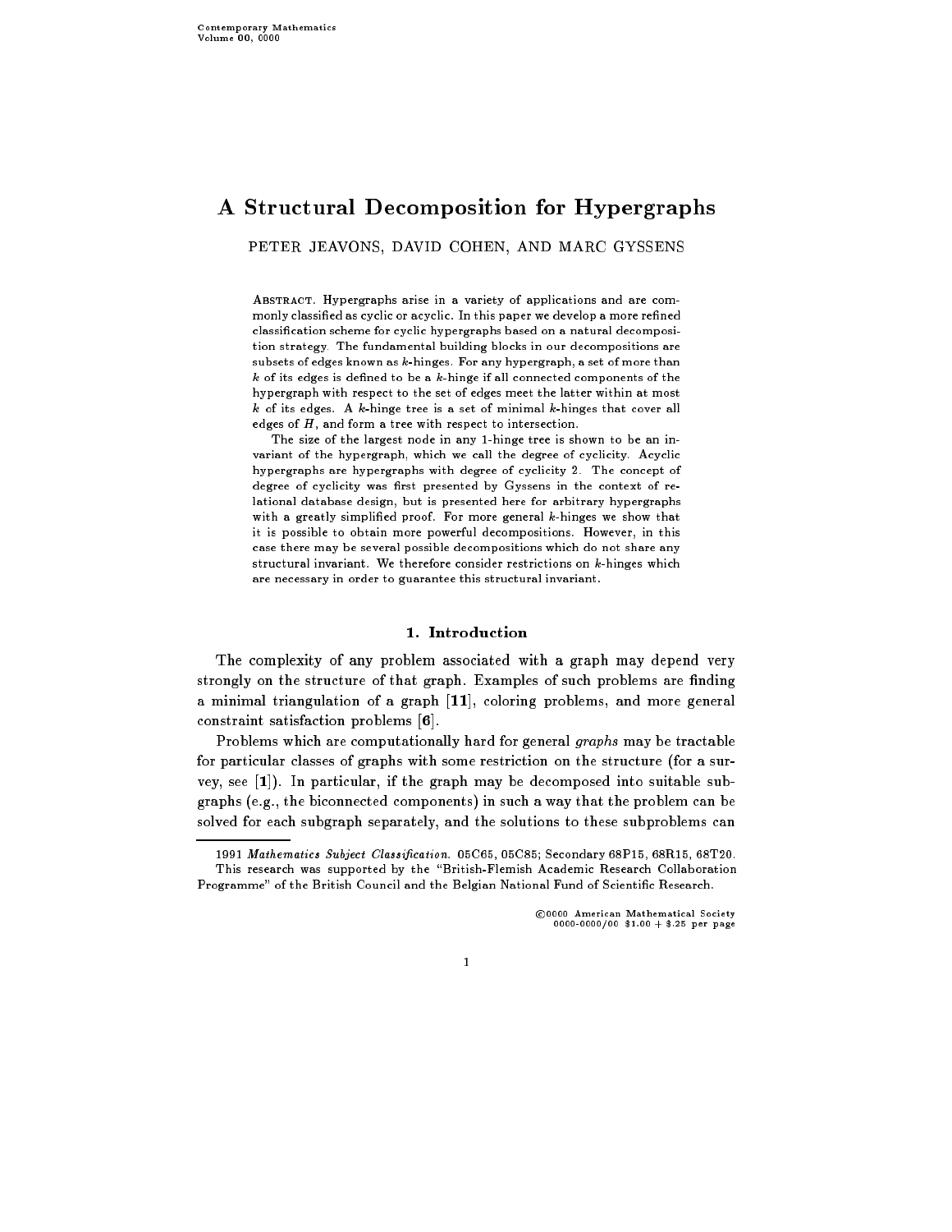# A Structural Decomposition for Hypergraphs

PETER JEAVONS, DAVID COHEN, AND MARC GYSSENS

ABSTRACT. Hypergraphs arise in a variety of applications and are commonly classified as cyclic or acyclic. In this paper we develop a more refined classification scheme for cyclic hypergraphs based on a natural decomposition strategy. The fundamental building blocks in our decompositions are subsets of edges known as $k$-hinges. For any hypergraph, a set of more than $k$ of its edges is defined to be a $k$-hinge if all connected components of the hypergraph with respect to the set of edges meet the latter within at most $k$ of its edges. A $k$-hinge tree is a set of minimal $k$-hinges that cover all edges of $H$, and form a tree with respect to intersection.

The size of the largest node in any 1-hinge tree is shown to be an invariant of the hypergraph, which we call the degree of cyclicity. Acyclic hypergraphs are hypergraphs with degree of cyclicity 2. The concept of degree of cyclicity was first presented by Gyssens in the context of relational database design, but is presented here for arbitrary hypergraphs with a greatly simplified proof. For more general $k$-hinges we show that it is possible to obtain more powerful decompositions. However, in this case there may be several possible decompositions which do not share any structural invariant. We therefore consider restrictions on $k$-hinges which are necessary in order to guarantee this structural invariant.

## 1. Introduction

The complexity of any problem associated with a graph may depend very strongly on the structure of that graph. Examples of such problems are finding a minimal triangulation of a graph [**11**], coloring problems, and more general constraint satisfaction problems [**6**].

Problems which are computationally hard for general *graphs* may be tractable for particular classes of graphs with some restriction on the structure (for a survey, see [**1**]). In particular, if the graph may be decomposed into suitable subgraphs (e.g., the biconnected components) in such a way that the problem can be solved for each subgraph separately, and the solutions to these subproblems can

1991 *Mathematics Subject Classification.* 05C65, 05C85; Secondary 68P15, 68R15, 68T20.

This research was supported by the "British-Flemish Academic Research Collaboration Programme" of the British Council and the Belgian National Fund of Scientific Research.

©0000 American Mathematical Society
0000-0000/00 $1.00 + $.25 per page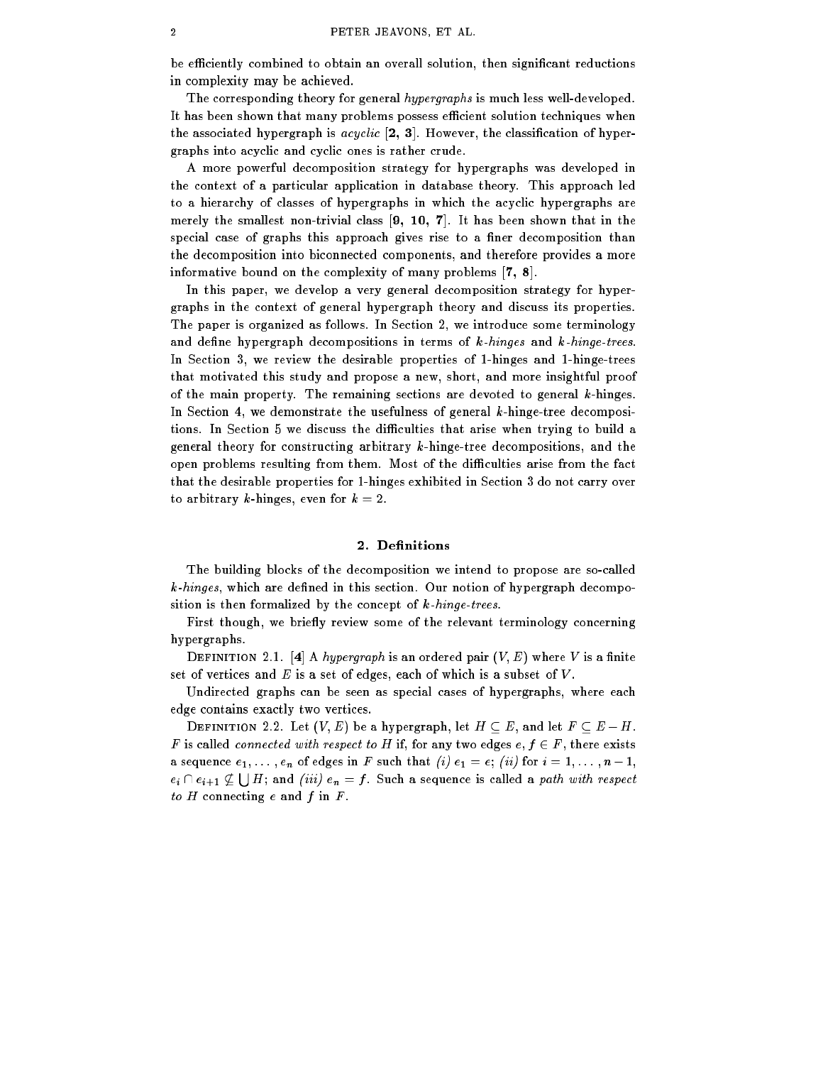be efficiently combined to obtain an overall solution, then significant reductions in complexity may be achieved.

The corresponding theory for general *hypergraphs* is much less well-developed. It has been shown that many problems possess efficient solution techniques when the associated hypergraph is *acyclic* [**2, 3**]. However, the classification of hypergraphs into acyclic and cyclic ones is rather crude.

A more powerful decomposition strategy for hypergraphs was developed in the context of a particular application in database theory. This approach led to a hierarchy of classes of hypergraphs in which the acyclic hypergraphs are merely the smallest non-trivial class [**9, 10, 7**]. It has been shown that in the special case of graphs this approach gives rise to a finer decomposition than the decomposition into biconnected components, and therefore provides a more informative bound on the complexity of many problems [**7, 8**].

In this paper, we develop a very general decomposition strategy for hypergraphs in the context of general hypergraph theory and discuss its properties. The paper is organized as follows. In Section 2, we introduce some terminology and define hypergraph decompositions in terms of $k$*-hinges* and $k$*-hinge-trees*. In Section 3, we review the desirable properties of 1-hinges and 1-hinge-trees that motivated this study and propose a new, short, and more insightful proof of the main property. The remaining sections are devoted to general $k$-hinges. In Section 4, we demonstrate the usefulness of general $k$-hinge-tree decompositions. In Section 5 we discuss the difficulties that arise when trying to build a general theory for constructing arbitrary $k$-hinge-tree decompositions, and the open problems resulting from them. Most of the difficulties arise from the fact that the desirable properties for 1-hinges exhibited in Section 3 do not carry over to arbitrary $k$-hinges, even for $k = 2$.

## 2. Definitions

The building blocks of the decomposition we intend to propose are so-called $k$*-hinges*, which are defined in this section. Our notion of hypergraph decomposition is then formalized by the concept of $k$*-hinge-trees*.

First though, we briefly review some of the relevant terminology concerning hypergraphs.

Definition 2.1. [**4**] A *hypergraph* is an ordered pair $(V, E)$ where $V$ is a finite set of vertices and $E$ is a set of edges, each of which is a subset of $V$.

Undirected graphs can be seen as special cases of hypergraphs, where each edge contains exactly two vertices.

Definition 2.2. Let $(V, E)$ be a hypergraph, let $H \subseteq E$, and let $F \subseteq E - H$. $F$ is called *connected with respect to* $H$ if, for any two edges $e, f \in F$, there exists a sequence $e_1, \ldots, e_n$ of edges in $F$ such that *(i)* $e_1 = e$; *(ii)* for $i = 1, \ldots, n-1$, $e_i \cap e_{i+1} \not\subseteq \bigcup H$; and *(iii)* $e_n = f$. Such a sequence is called a *path with respect to* $H$ connecting $e$ and $f$ in $F$.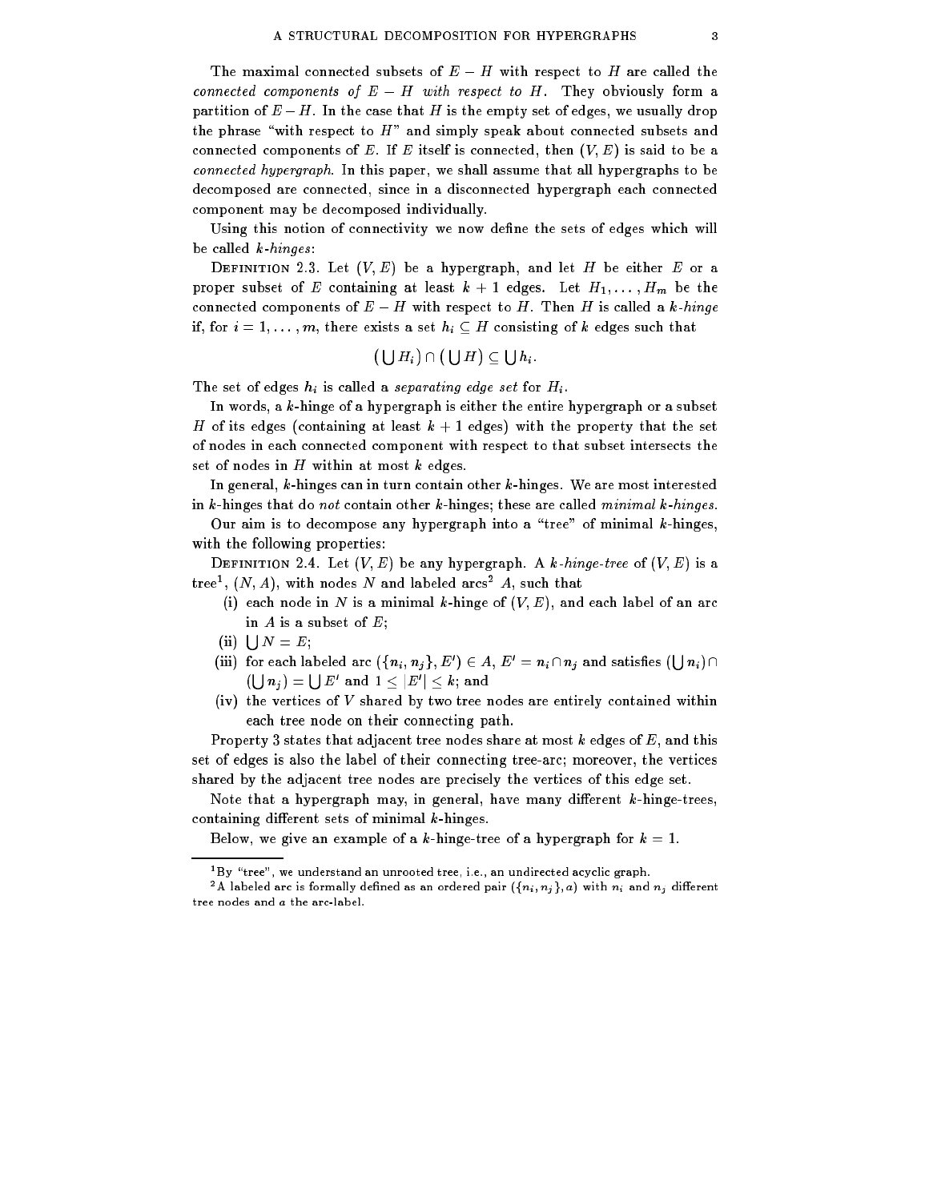The maximal connected subsets of $E - H$ with respect to $H$ are called the *connected components of $E - H$ with respect to $H$*. They obviously form a partition of $E - H$. In the case that $H$ is the empty set of edges, we usually drop the phrase "with respect to $H$" and simply speak about connected subsets and connected components of $E$. If $E$ itself is connected, then $(V, E)$ is said to be a *connected hypergraph*. In this paper, we shall assume that all hypergraphs to be decomposed are connected, since in a disconnected hypergraph each connected component may be decomposed individually.

Using this notion of connectivity we now define the sets of edges which will be called *$k$-hinges*:

DEFINITION 2.3. Let $(V, E)$ be a hypergraph, and let $H$ be either $E$ or a proper subset of $E$ containing at least $k + 1$ edges. Let $H_1, \ldots, H_m$ be the connected components of $E - H$ with respect to $H$. Then $H$ is called a *$k$-hinge* if, for $i = 1, \ldots, m$, there exists a set $h_i \subseteq H$ consisting of $k$ edges such that

$$\left(\bigcup H_i\right) \cap \left(\bigcup H\right) \subseteq \bigcup h_i.$$

The set of edges $h_i$ is called a *separating edge set* for $H_i$.

In words, a $k$-hinge of a hypergraph is either the entire hypergraph or a subset $H$ of its edges (containing at least $k + 1$ edges) with the property that the set of nodes in each connected component with respect to that subset intersects the set of nodes in $H$ within at most $k$ edges.

In general, $k$-hinges can in turn contain other $k$-hinges. We are most interested in $k$-hinges that do *not* contain other $k$-hinges; these are called *minimal $k$-hinges*.

Our aim is to decompose any hypergraph into a "tree" of minimal $k$-hinges, with the following properties:

DEFINITION 2.4. Let $(V, E)$ be any hypergraph. A *$k$-hinge-tree* of $(V, E)$ is a tree[1], $(N, A)$, with nodes $N$ and labeled arcs[2] $A$, such that

(i) each node in $N$ is a minimal $k$-hinge of $(V, E)$, and each label of an arc in $A$ is a subset of $E$;

(ii) $\bigcup N = E$;

(iii) for each labeled arc $(\{n_i, n_j\}, E') \in A$, $E' = n_i \cap n_j$ and satisfies $(\bigcup n_i) \cap (\bigcup n_j) = \bigcup E'$ and $1 \leq |E'| \leq k$; and

(iv) the vertices of $V$ shared by two tree nodes are entirely contained within each tree node on their connecting path.

Property 3 states that adjacent tree nodes share at most $k$ edges of $E$, and this set of edges is also the label of their connecting tree-arc; moreover, the vertices shared by the adjacent tree nodes are precisely the vertices of this edge set.

Note that a hypergraph may, in general, have many different $k$-hinge-trees, containing different sets of minimal $k$-hinges.

Below, we give an example of a $k$-hinge-tree of a hypergraph for $k = 1$.

---

[1] By "tree", we understand an unrooted tree, i.e., an undirected acyclic graph.

[2] A labeled arc is formally defined as an ordered pair $(\{n_i, n_j\}, a)$ with $n_i$ and $n_j$ different tree nodes and $a$ the arc-label.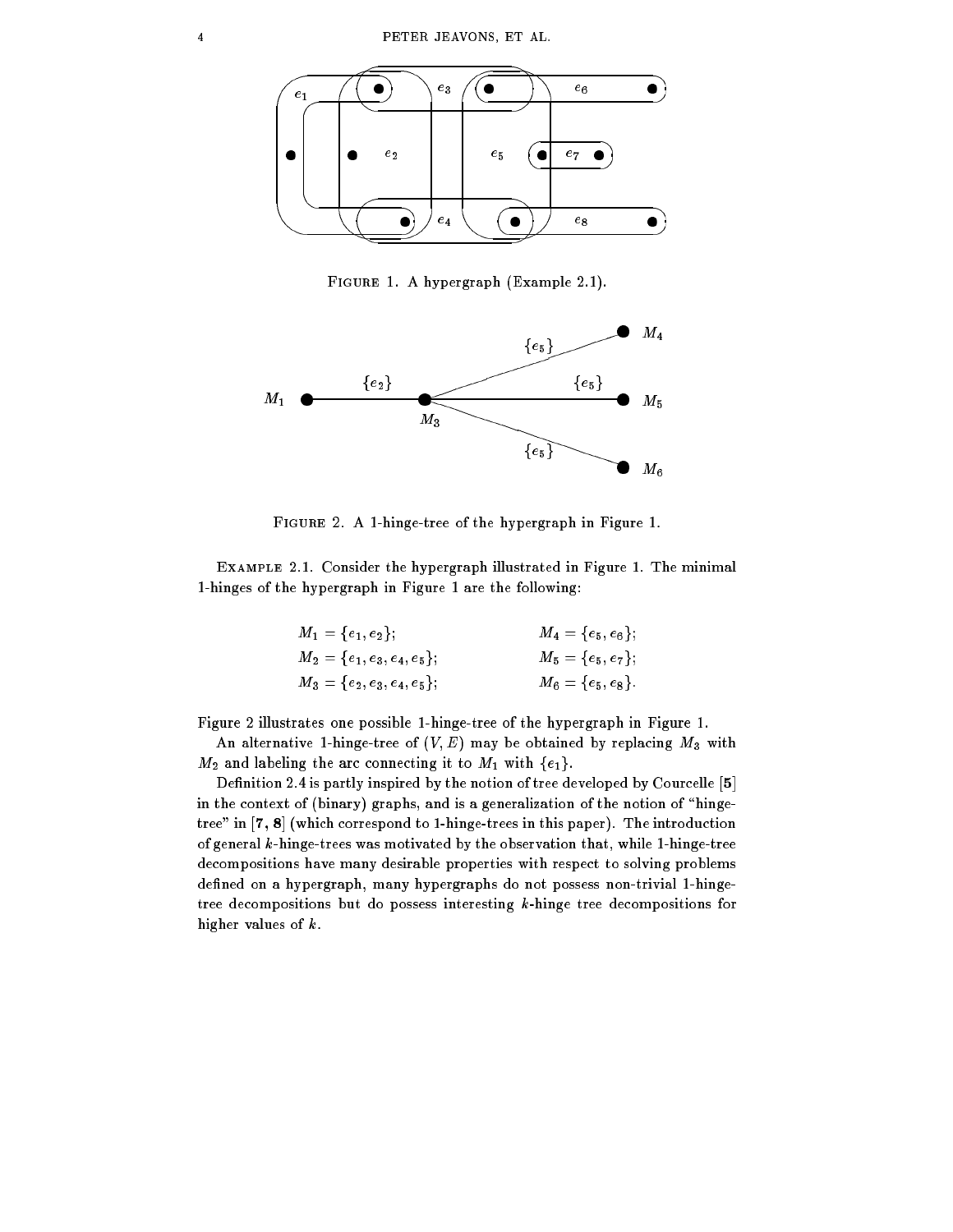FIGURE 1. A hypergraph (Example 2.1).

FIGURE 2. A 1-hinge-tree of the hypergraph in Figure 1.

EXAMPLE 2.1. Consider the hypergraph illustrated in Figure 1. The minimal 1-hinges of the hypergraph in Figure 1 are the following:

$$M_1 = \{e_1, e_2\}; \qquad M_4 = \{e_5, e_6\};$$
$$M_2 = \{e_1, e_3, e_4, e_5\}; \qquad M_5 = \{e_5, e_7\};$$
$$M_3 = \{e_2, e_3, e_4, e_5\}; \qquad M_6 = \{e_5, e_8\}.$$

Figure 2 illustrates one possible 1-hinge-tree of the hypergraph in Figure 1.

An alternative 1-hinge-tree of $(V, E)$ may be obtained by replacing $M_3$ with $M_2$ and labeling the arc connecting it to $M_1$ with $\{e_1\}$.

Definition 2.4 is partly inspired by the notion of tree developed by Courcelle [5] in the context of (binary) graphs, and is a generalization of the notion of "hinge-tree" in [7, 8] (which correspond to 1-hinge-trees in this paper). The introduction of general $k$-hinge-trees was motivated by the observation that, while 1-hinge-tree decompositions have many desirable properties with respect to solving problems defined on a hypergraph, many hypergraphs do not possess non-trivial 1-hinge-tree decompositions but do possess interesting $k$-hinge tree decompositions for higher values of $k$.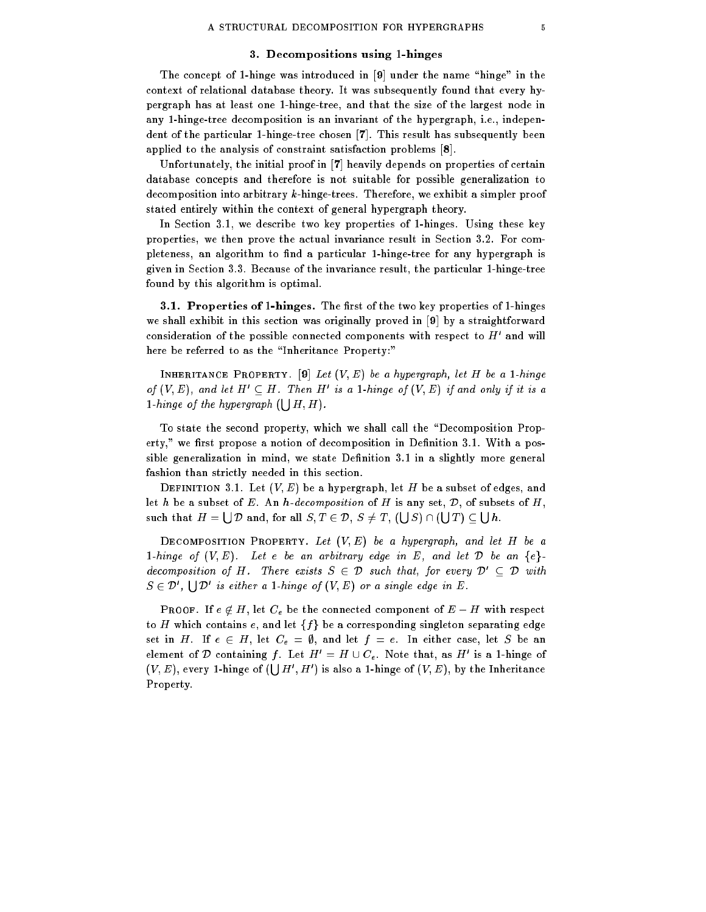## 3. Decompositions using 1-hinges

The concept of 1-hinge was introduced in [9] under the name "hinge" in the context of relational database theory. It was subsequently found that every hypergraph has at least one 1-hinge-tree, and that the size of the largest node in any 1-hinge-tree decomposition is an invariant of the hypergraph, i.e., independent of the particular 1-hinge-tree chosen [7]. This result has subsequently been applied to the analysis of constraint satisfaction problems [8].

Unfortunately, the initial proof in [7] heavily depends on properties of certain database concepts and therefore is not suitable for possible generalization to decomposition into arbitrary $k$-hinge-trees. Therefore, we exhibit a simpler proof stated entirely within the context of general hypergraph theory.

In Section 3.1, we describe two key properties of 1-hinges. Using these key properties, we then prove the actual invariance result in Section 3.2. For completeness, an algorithm to find a particular 1-hinge-tree for any hypergraph is given in Section 3.3. Because of the invariance result, the particular 1-hinge-tree found by this algorithm is optimal.

**3.1. Properties of 1-hinges.** The first of the two key properties of 1-hinges we shall exhibit in this section was originally proved in [9] by a straightforward consideration of the possible connected components with respect to $H'$ and will here be referred to as the "Inheritance Property:"

Inheritance Property. [9] *Let $(V, E)$ be a hypergraph, let $H$ be a 1-hinge of $(V, E)$, and let $H' \subseteq H$. Then $H'$ is a 1-hinge of $(V, E)$ if and only if it is a 1-hinge of the hypergraph $(\bigcup H, H)$.*

To state the second property, which we shall call the "Decomposition Property," we first propose a notion of decomposition in Definition 3.1. With a possible generalization in mind, we state Definition 3.1 in a slightly more general fashion than strictly needed in this section.

Definition 3.1. Let $(V, E)$ be a hypergraph, let $H$ be a subset of edges, and let $h$ be a subset of $E$. An *$h$-decomposition* of $H$ is any set, $\mathcal{D}$, of subsets of $H$, such that $H = \bigcup \mathcal{D}$ and, for all $S, T \in \mathcal{D}$, $S \neq T$, $(\bigcup S) \cap (\bigcup T) \subseteq \bigcup h$.

Decomposition Property. *Let $(V, E)$ be a hypergraph, and let $H$ be a 1-hinge of $(V, E)$. Let $e$ be an arbitrary edge in $E$, and let $\mathcal{D}$ be an $\{e\}$-decomposition of $H$. There exists $S \in \mathcal{D}$ such that, for every $\mathcal{D}' \subseteq \mathcal{D}$ with $S \in \mathcal{D}'$, $\bigcup \mathcal{D}'$ is either a 1-hinge of $(V, E)$ or a single edge in $E$.*

Proof. If $e \notin H$, let $C_e$ be the connected component of $E - H$ with respect to $H$ which contains $e$, and let $\{f\}$ be a corresponding singleton separating edge set in $H$. If $e \in H$, let $C_e = \emptyset$, and let $f = e$. In either case, let $S$ be an element of $\mathcal{D}$ containing $f$. Let $H' = H \cup C_e$. Note that, as $H'$ is a 1-hinge of $(V, E)$, every 1-hinge of $(\bigcup H', H')$ is also a 1-hinge of $(V, E)$, by the Inheritance Property.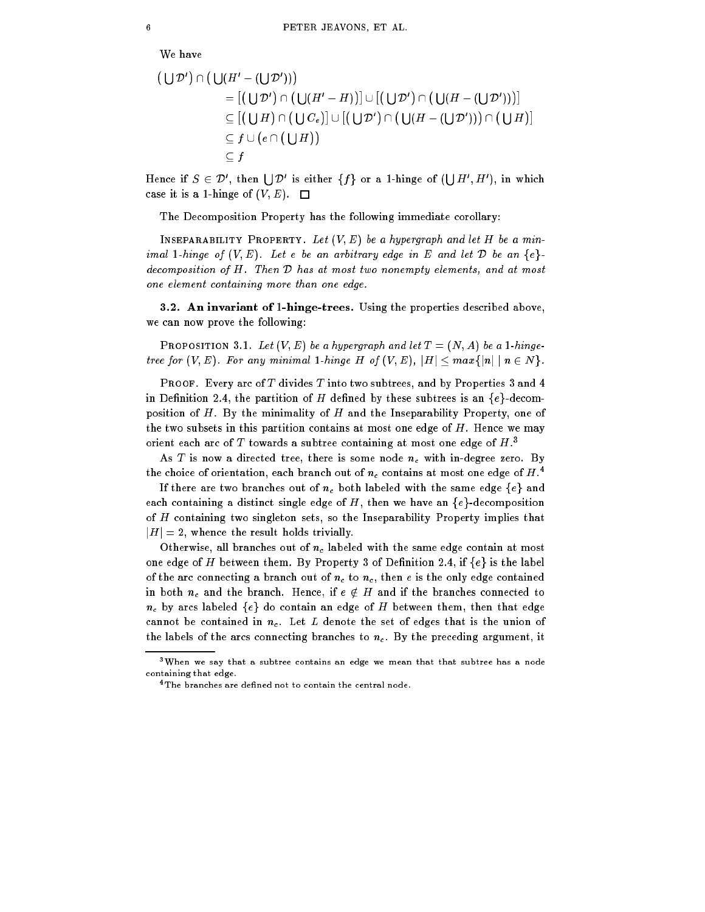We have

$$
\begin{aligned}
\big(\bigcup \mathcal{D}'\big) \cap \big(\bigcup (H' - (\bigcup \mathcal{D}'))\big) \\
&= \big[\big(\bigcup \mathcal{D}'\big) \cap \big(\bigcup (H' - H)\big)\big] \cup \big[\big(\bigcup \mathcal{D}'\big) \cap \big(\bigcup (H - (\bigcup \mathcal{D}'))\big)\big] \\
&\subseteq \big[\big(\bigcup H\big) \cap \big(\bigcup C_e\big)\big] \cup \big[\big(\bigcup \mathcal{D}'\big) \cap \big(\bigcup (H - (\bigcup \mathcal{D}'))\big) \cap \big(\bigcup H\big)\big] \\
&\subseteq f \cup \big(e \cap \big(\bigcup H\big)\big) \\
&\subseteq f
\end{aligned}
$$

Hence if $S \in \mathcal{D}'$, then $\bigcup \mathcal{D}'$ is either $\{f\}$ or a 1-hinge of $(\bigcup H', H')$, in which case it is a 1-hinge of $(V, E)$. □

The Decomposition Property has the following immediate corollary:

Inseparability Property. *Let $(V, E)$ be a hypergraph and let $H$ be a minimal 1-hinge of $(V, E)$. Let $e$ be an arbitrary edge in $E$ and let $\mathcal{D}$ be an $\{e\}$-decomposition of $H$. Then $\mathcal{D}$ has at most two nonempty elements, and at most one element containing more than one edge.*

**3.2. An invariant of 1-hinge-trees.** Using the properties described above, we can now prove the following:

Proposition 3.1. *Let $(V, E)$ be a hypergraph and let $T = (N, A)$ be a 1-hinge-tree for $(V, E)$. For any minimal 1-hinge $H$ of $(V, E)$, $|H| \leq max\{|n| \mid n \in N\}$.*

Proof. Every arc of $T$ divides $T$ into two subtrees, and by Properties 3 and 4 in Definition 2.4, the partition of $H$ defined by these subtrees is an $\{e\}$-decomposition of $H$. By the minimality of $H$ and the Inseparability Property, one of the two subsets in this partition contains at most one edge of $H$. Hence we may orient each arc of $T$ towards a subtree containing at most one edge of $H$.[3]

As $T$ is now a directed tree, there is some node $n_c$ with in-degree zero. By the choice of orientation, each branch out of $n_c$ contains at most one edge of $H$.[4]

If there are two branches out of $n_c$ both labeled with the same edge $\{e\}$ and each containing a distinct single edge of $H$, then we have an $\{e\}$-decomposition of $H$ containing two singleton sets, so the Inseparability Property implies that $|H| = 2$, whence the result holds trivially.

Otherwise, all branches out of $n_c$ labeled with the same edge contain at most one edge of $H$ between them. By Property 3 of Definition 2.4, if $\{e\}$ is the label of the arc connecting a branch out of $n_c$ to $n_c$, then $e$ is the only edge contained in both $n_c$ and the branch. Hence, if $e \notin H$ and if the branches connected to $n_c$ by arcs labeled $\{e\}$ do contain an edge of $H$ between them, then that edge cannot be contained in $n_c$. Let $L$ denote the set of edges that is the union of the labels of the arcs connecting branches to $n_c$. By the preceding argument, it

[3] When we say that a subtree contains an edge we mean that that subtree has a node containing that edge.

[4] The branches are defined not to contain the central node.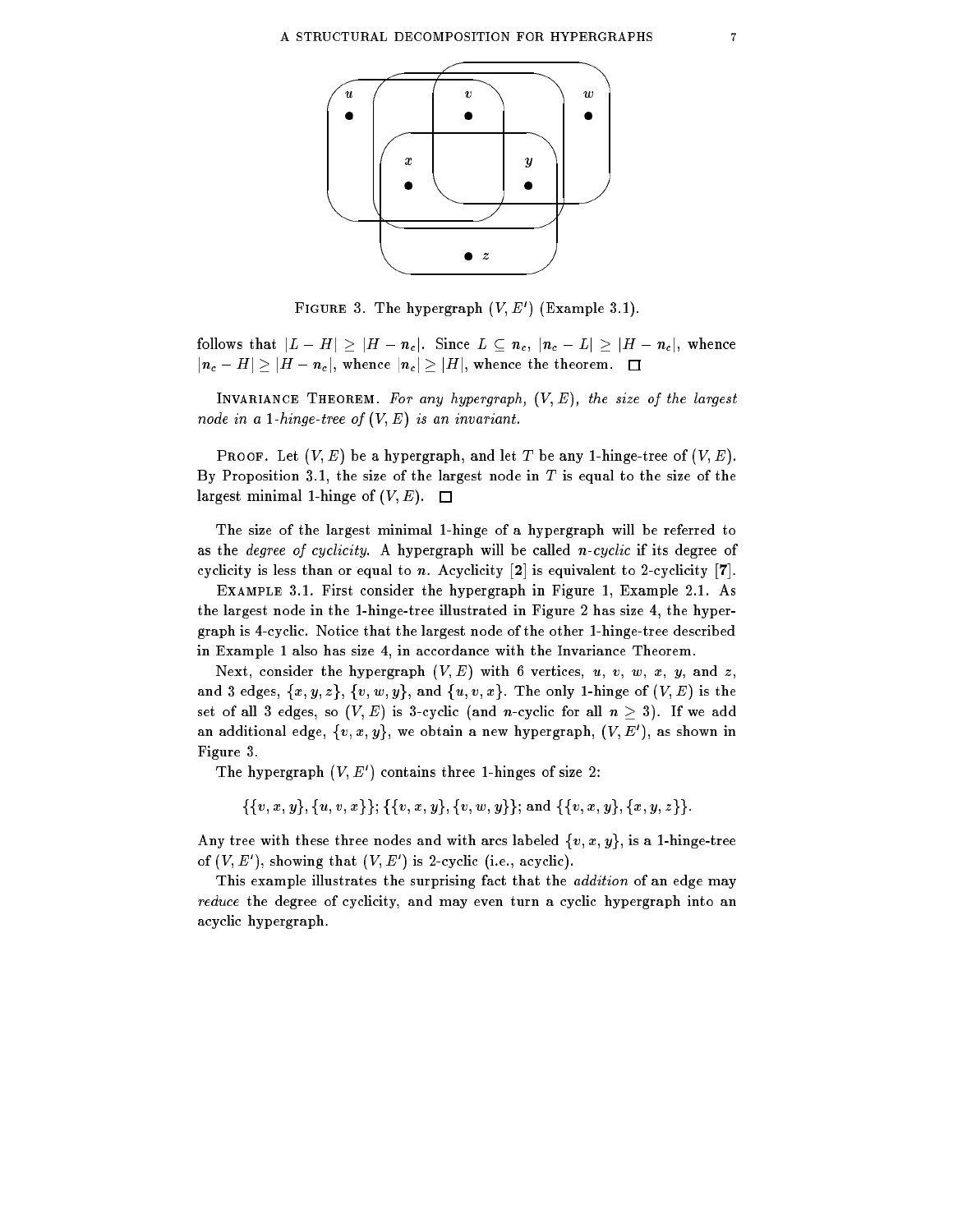FIGURE 3. The hypergraph $(V, E')$ (Example 3.1).

follows that $|L - H| \geq |H - n_c|$. Since $L \subseteq n_c$, $|n_c - L| \geq |H - n_c|$, whence $|n_c - H| \geq |H - n_c|$, whence $|n_c| \geq |H|$, whence the theorem. $\square$

INVARIANCE THEOREM. *For any hypergraph, $(V, E)$, the size of the largest node in a 1-hinge-tree of $(V, E)$ is an invariant.*

PROOF. Let $(V, E)$ be a hypergraph, and let $T$ be any 1-hinge-tree of $(V, E)$. By Proposition 3.1, the size of the largest node in $T$ is equal to the size of the largest minimal 1-hinge of $(V, E)$. $\square$

The size of the largest minimal 1-hinge of a hypergraph will be referred to as the *degree of cyclicity*. A hypergraph will be called *n-cyclic* if its degree of cyclicity is less than or equal to $n$. Acyclicity [2] is equivalent to 2-cyclicity [7].

EXAMPLE 3.1. First consider the hypergraph in Figure 1, Example 2.1. As the largest node in the 1-hinge-tree illustrated in Figure 2 has size 4, the hypergraph is 4-cyclic. Notice that the largest node of the other 1-hinge-tree described in Example 1 also has size 4, in accordance with the Invariance Theorem.

Next, consider the hypergraph $(V, E)$ with 6 vertices, $u$, $v$, $w$, $x$, $y$, and $z$, and 3 edges, $\{x, y, z\}$, $\{v, w, y\}$, and $\{u, v, x\}$. The only 1-hinge of $(V, E)$ is the set of all 3 edges, so $(V, E)$ is 3-cyclic (and $n$-cyclic for all $n \geq 3$). If we add an additional edge, $\{v, x, y\}$, we obtain a new hypergraph, $(V, E')$, as shown in Figure 3.

The hypergraph $(V, E')$ contains three 1-hinges of size 2:

$$\{\{v, x, y\}, \{u, v, x\}\}; \{\{v, x, y\}, \{v, w, y\}\}; \text{and } \{\{v, x, y\}, \{x, y, z\}\}.$$

Any tree with these three nodes and with arcs labeled $\{v, x, y\}$, is a 1-hinge-tree of $(V, E')$, showing that $(V, E')$ is 2-cyclic (i.e., acyclic).

This example illustrates the surprising fact that the *addition* of an edge may *reduce* the degree of cyclicity, and may even turn a cyclic hypergraph into an acyclic hypergraph.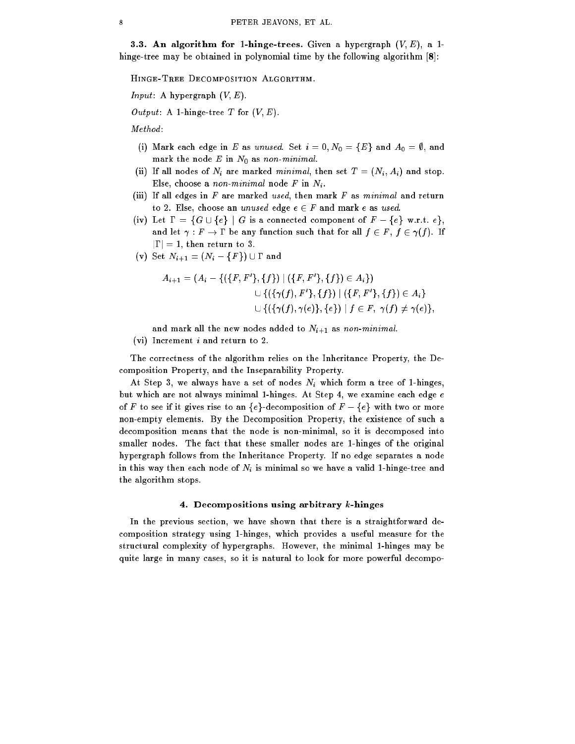**3.3. An algorithm for 1-hinge-trees.** Given a hypergraph $(V, E)$, a 1-hinge-tree may be obtained in polynomial time by the following algorithm [**8**]:

HINGE-TREE DECOMPOSITION ALGORITHM.

*Input*: A hypergraph $(V, E)$.

*Output*: A 1-hinge-tree $T$ for $(V, E)$.

*Method*:

- (i) Mark each edge in $E$ as *unused*. Set $i = 0, N_0 = \{E\}$ and $A_0 = \emptyset$, and mark the node $E$ in $N_0$ as *non-minimal*.
- (ii) If all nodes of $N_i$ are marked *minimal*, then set $T = (N_i, A_i)$ and stop. Else, choose a *non-minimal* node $F$ in $N_i$.
- (iii) If all edges in $F$ are marked *used*, then mark $F$ as *minimal* and return to 2. Else, choose an *unused* edge $e \in F$ and mark $e$ as *used*.
- (iv) Let $\Gamma = \{G \cup \{e\} \mid G$ is a connected component of $F - \{e\}$ w.r.t. $e\}$, and let $\gamma : F \to \Gamma$ be any function such that for all $f \in F$, $f \in \gamma(f)$. If $|\Gamma| = 1$, then return to 3.
- (v) Set $N_{i+1} = (N_i - \{F\}) \cup \Gamma$ and

$$
\begin{aligned}
A_{i+1} = (A_i - \{(\{F, F'\}, \{f\}) \mid (\{F, F'\}, \{f\}) \in A_i\}) \\
\cup \{(\{\gamma(f), F'\}, \{f\}) \mid (\{F, F'\}, \{f\}) \in A_i\} \\
\cup \{(\{\gamma(f), \gamma(e)\}, \{e\}) \mid f \in F,\ \gamma(f) \neq \gamma(e)\},
\end{aligned}
$$

  and mark all the new nodes added to $N_{i+1}$ as *non-minimal*.
- (vi) Increment $i$ and return to 2.

The correctness of the algorithm relies on the Inheritance Property, the Decomposition Property, and the Inseparability Property.

At Step 3, we always have a set of nodes $N_i$ which form a tree of 1-hinges, but which are not always minimal 1-hinges. At Step 4, we examine each edge $e$ of $F$ to see if it gives rise to an $\{e\}$-decomposition of $F - \{e\}$ with two or more non-empty elements. By the Decomposition Property, the existence of such a decomposition means that the node is non-minimal, so it is decomposed into smaller nodes. The fact that these smaller nodes are 1-hinges of the original hypergraph follows from the Inheritance Property. If no edge separates a node in this way then each node of $N_i$ is minimal so we have a valid 1-hinge-tree and the algorithm stops.

## 4. Decompositions using arbitrary $k$-hinges

In the previous section, we have shown that there is a straightforward decomposition strategy using 1-hinges, which provides a useful measure for the structural complexity of hypergraphs. However, the minimal 1-hinges may be quite large in many cases, so it is natural to look for more powerful decompo-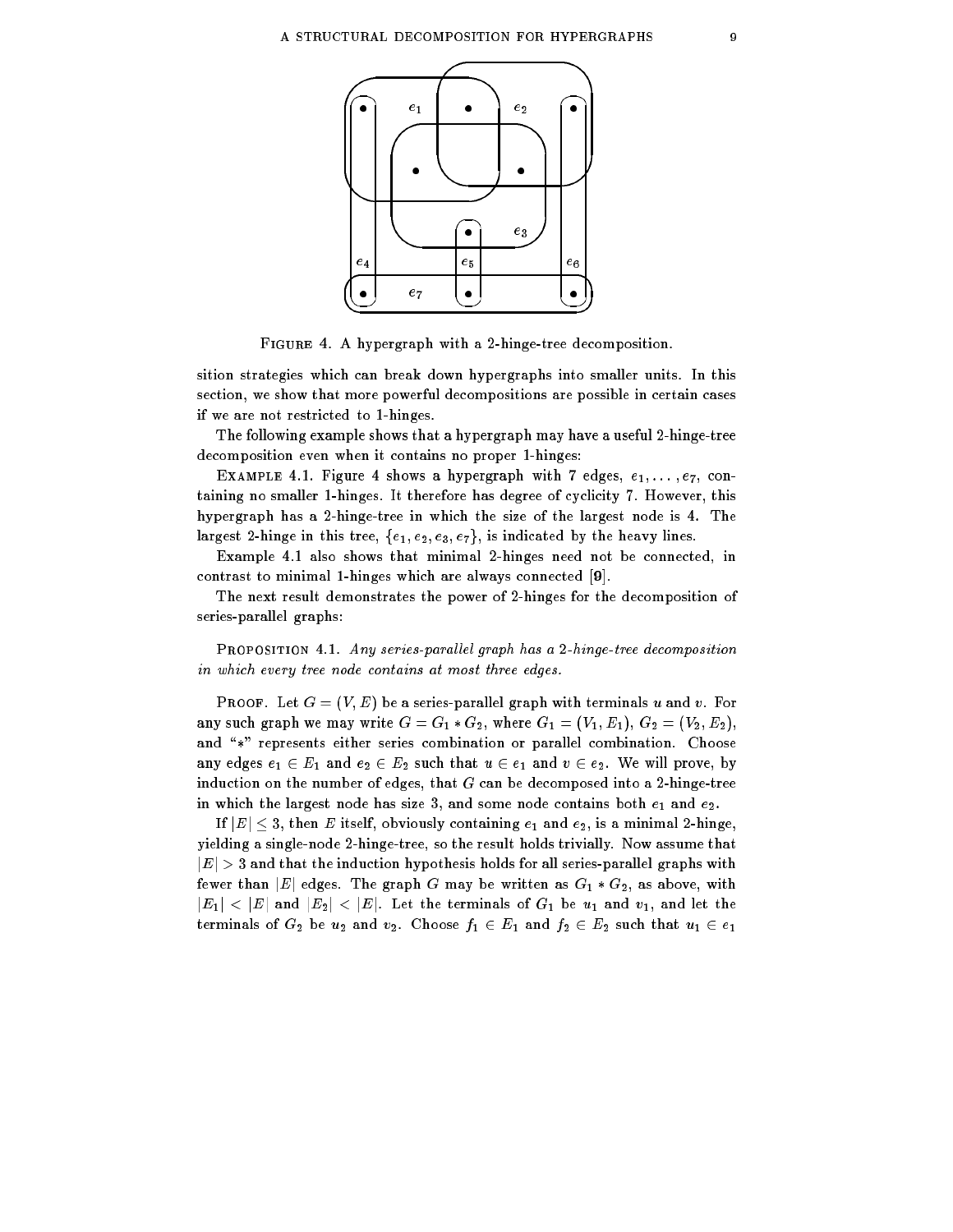FIGURE 4. A hypergraph with a 2-hinge-tree decomposition.

sition strategies which can break down hypergraphs into smaller units. In this section, we show that more powerful decompositions are possible in certain cases if we are not restricted to 1-hinges.

The following example shows that a hypergraph may have a useful 2-hinge-tree decomposition even when it contains no proper 1-hinges:

EXAMPLE 4.1. Figure 4 shows a hypergraph with 7 edges, $e_1, \ldots, e_7$, containing no smaller 1-hinges. It therefore has degree of cyclicity 7. However, this hypergraph has a 2-hinge-tree in which the size of the largest node is 4. The largest 2-hinge in this tree, $\{e_1, e_2, e_3, e_7\}$, is indicated by the heavy lines.

Example 4.1 also shows that minimal 2-hinges need not be connected, in contrast to minimal 1-hinges which are always connected [9].

The next result demonstrates the power of 2-hinges for the decomposition of series-parallel graphs:

PROPOSITION 4.1. *Any series-parallel graph has a 2-hinge-tree decomposition in which every tree node contains at most three edges.*

PROOF. Let $G = (V, E)$ be a series-parallel graph with terminals $u$ and $v$. For any such graph we may write $G = G_1 * G_2$, where $G_1 = (V_1, E_1)$, $G_2 = (V_2, E_2)$, and "$*$" represents either series combination or parallel combination. Choose any edges $e_1 \in E_1$ and $e_2 \in E_2$ such that $u \in e_1$ and $v \in e_2$. We will prove, by induction on the number of edges, that $G$ can be decomposed into a 2-hinge-tree in which the largest node has size 3, and some node contains both $e_1$ and $e_2$.

If $|E| \leq 3$, then $E$ itself, obviously containing $e_1$ and $e_2$, is a minimal 2-hinge, yielding a single-node 2-hinge-tree, so the result holds trivially. Now assume that $|E| > 3$ and that the induction hypothesis holds for all series-parallel graphs with fewer than $|E|$ edges. The graph $G$ may be written as $G_1 * G_2$, as above, with $|E_1| < |E|$ and $|E_2| < |E|$. Let the terminals of $G_1$ be $u_1$ and $v_1$, and let the terminals of $G_2$ be $u_2$ and $v_2$. Choose $f_1 \in E_1$ and $f_2 \in E_2$ such that $u_1 \in e_1$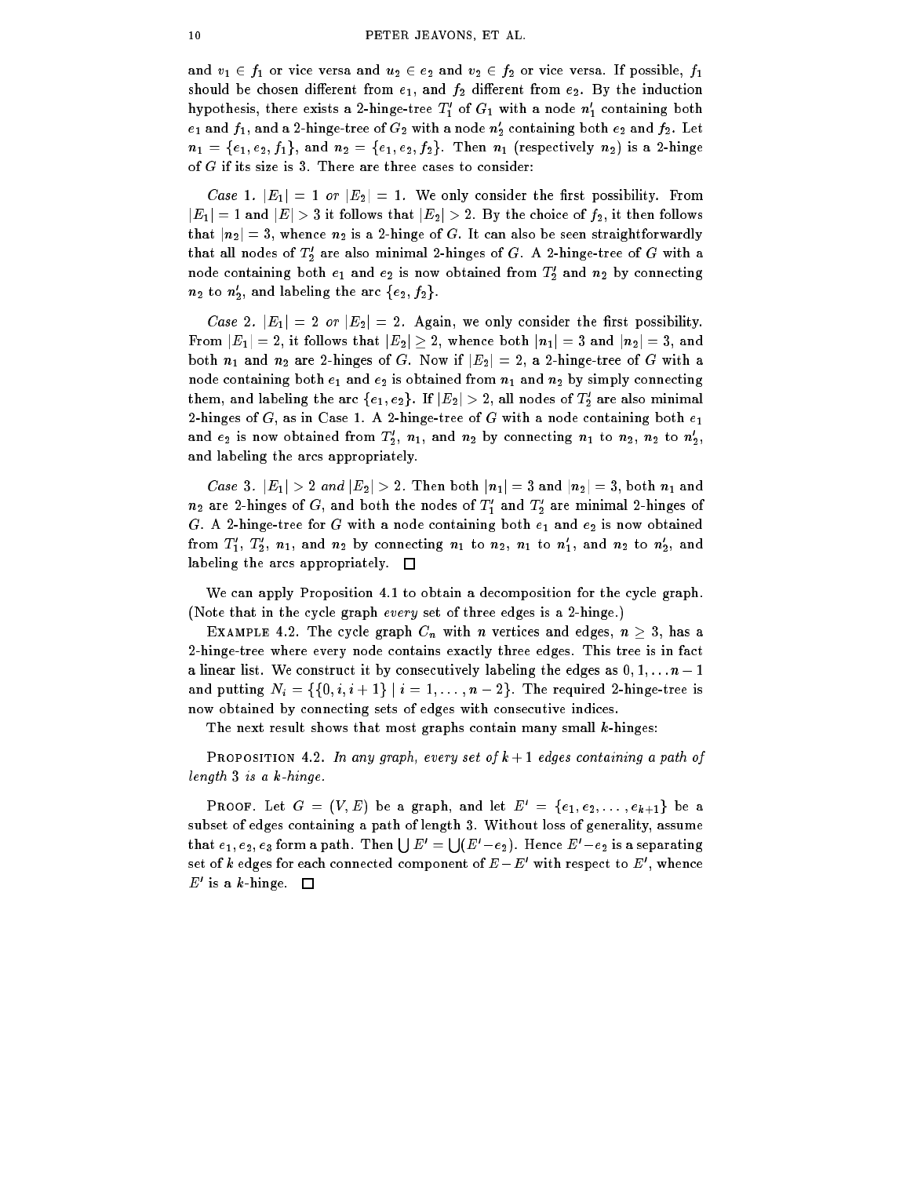and $v_1 \in f_1$ or vice versa and $u_2 \in e_2$ and $v_2 \in f_2$ or vice versa. If possible, $f_1$ should be chosen different from $e_1$, and $f_2$ different from $e_2$. By the induction hypothesis, there exists a 2-hinge-tree $T_1'$ of $G_1$ with a node $n_1'$ containing both $e_1$ and $f_1$, and a 2-hinge-tree of $G_2$ with a node $n_2'$ containing both $e_2$ and $f_2$. Let $n_1 = \{e_1, e_2, f_1\}$, and $n_2 = \{e_1, e_2, f_2\}$. Then $n_1$ (respectively $n_2$) is a 2-hinge of $G$ if its size is 3. There are three cases to consider:

*Case* 1. $|E_1| = 1$ *or* $|E_2| = 1$. We only consider the first possibility. From $|E_1| = 1$ and $|E| > 3$ it follows that $|E_2| > 2$. By the choice of $f_2$, it then follows that $|n_2| = 3$, whence $n_2$ is a 2-hinge of $G$. It can also be seen straightforwardly that all nodes of $T_2'$ are also minimal 2-hinges of $G$. A 2-hinge-tree of $G$ with a node containing both $e_1$ and $e_2$ is now obtained from $T_2'$ and $n_2$ by connecting $n_2$ to $n_2'$, and labeling the arc $\{e_2, f_2\}$.

*Case* 2. $|E_1| = 2$ *or* $|E_2| = 2$. Again, we only consider the first possibility. From $|E_1| = 2$, it follows that $|E_2| \geq 2$, whence both $|n_1| = 3$ and $|n_2| = 3$, and both $n_1$ and $n_2$ are 2-hinges of $G$. Now if $|E_2| = 2$, a 2-hinge-tree of $G$ with a node containing both $e_1$ and $e_2$ is obtained from $n_1$ and $n_2$ by simply connecting them, and labeling the arc $\{e_1, e_2\}$. If $|E_2| > 2$, all nodes of $T_2'$ are also minimal 2-hinges of $G$, as in Case 1. A 2-hinge-tree of $G$ with a node containing both $e_1$ and $e_2$ is now obtained from $T_2'$, $n_1$, and $n_2$ by connecting $n_1$ to $n_2$, $n_2$ to $n_2'$, and labeling the arcs appropriately.

*Case* 3. $|E_1| > 2$ *and* $|E_2| > 2$. Then both $|n_1| = 3$ and $|n_2| = 3$, both $n_1$ and $n_2$ are 2-hinges of $G$, and both the nodes of $T_1'$ and $T_2'$ are minimal 2-hinges of $G$. A 2-hinge-tree for $G$ with a node containing both $e_1$ and $e_2$ is now obtained from $T_1'$, $T_2'$, $n_1$, and $n_2$ by connecting $n_1$ to $n_2$, $n_1$ to $n_1'$, and $n_2$ to $n_2'$, and labeling the arcs appropriately. □

We can apply Proposition 4.1 to obtain a decomposition for the cycle graph. (Note that in the cycle graph *every* set of three edges is a 2-hinge.)

EXAMPLE 4.2. The cycle graph $C_n$ with $n$ vertices and edges, $n \geq 3$, has a 2-hinge-tree where every node contains exactly three edges. This tree is in fact a linear list. We construct it by consecutively labeling the edges as $0, 1, \ldots n-1$ and putting $N_i = \{\{0, i, i+1\} \mid i = 1, \ldots, n-2\}$. The required 2-hinge-tree is now obtained by connecting sets of edges with consecutive indices.

The next result shows that most graphs contain many small $k$-hinges:

PROPOSITION 4.2. *In any graph, every set of $k+1$ edges containing a path of length 3 is a $k$-hinge.*

PROOF. Let $G = (V, E)$ be a graph, and let $E' = \{e_1, e_2, \ldots, e_{k+1}\}$ be a subset of edges containing a path of length 3. Without loss of generality, assume that $e_1, e_2, e_3$ form a path. Then $\bigcup E' = \bigcup (E' - e_2)$. Hence $E' - e_2$ is a separating set of $k$ edges for each connected component of $E - E'$ with respect to $E'$, whence $E'$ is a $k$-hinge. □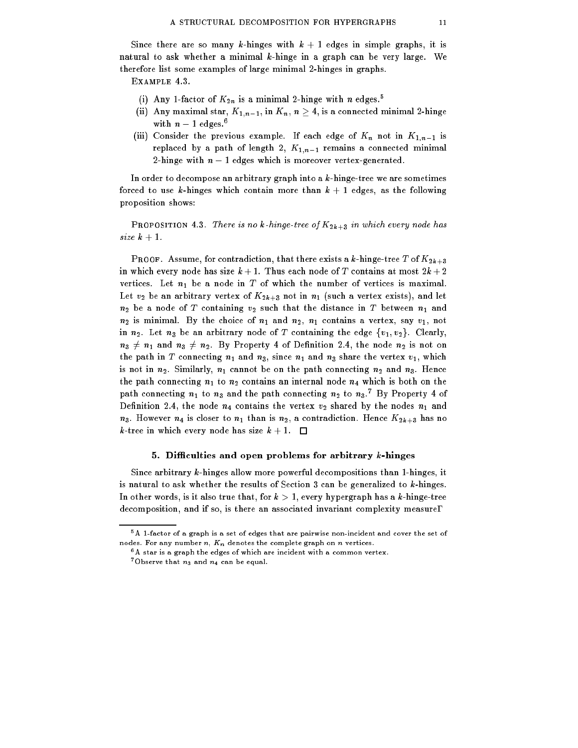Since there are so many $k$-hinges with $k + 1$ edges in simple graphs, it is natural to ask whether a minimal $k$-hinge in a graph can be very large. We therefore list some examples of large minimal 2-hinges in graphs.

EXAMPLE 4.3.

(i) Any 1-factor of $K_{2n}$ is a minimal 2-hinge with $n$ edges.[5]

(ii) Any maximal star, $K_{1,n-1}$, in $K_n$, $n \geq 4$, is a connected minimal 2-hinge with $n - 1$ edges.[6]

(iii) Consider the previous example. If each edge of $K_n$ not in $K_{1,n-1}$ is replaced by a path of length 2, $K_{1,n-1}$ remains a connected minimal 2-hinge with $n - 1$ edges which is moreover vertex-generated.

In order to decompose an arbitrary graph into a $k$-hinge-tree we are sometimes forced to use $k$-hinges which contain more than $k + 1$ edges, as the following proposition shows:

PROPOSITION 4.3. *There is no $k$-hinge-tree of $K_{2k+3}$ in which every node has size $k + 1$.*

PROOF. Assume, for contradiction, that there exists a $k$-hinge-tree $T$ of $K_{2k+3}$ in which every node has size $k + 1$. Thus each node of $T$ contains at most $2k + 2$ vertices. Let $n_1$ be a node in $T$ of which the number of vertices is maximal. Let $v_2$ be an arbitrary vertex of $K_{2k+3}$ not in $n_1$ (such a vertex exists), and let $n_2$ be a node of $T$ containing $v_2$ such that the distance in $T$ between $n_1$ and $n_2$ is minimal. By the choice of $n_1$ and $n_2$, $n_1$ contains a vertex, say $v_1$, not in $n_2$. Let $n_3$ be an arbitrary node of $T$ containing the edge $\{v_1, v_2\}$. Clearly, $n_3 \neq n_1$ and $n_3 \neq n_2$. By Property 4 of Definition 2.4, the node $n_2$ is not on the path in $T$ connecting $n_1$ and $n_3$, since $n_1$ and $n_3$ share the vertex $v_1$, which is not in $n_2$. Similarly, $n_1$ cannot be on the path connecting $n_2$ and $n_3$. Hence the path connecting $n_1$ to $n_2$ contains an internal node $n_4$ which is both on the path connecting $n_1$ to $n_3$ and the path connecting $n_2$ to $n_3$.[7] By Property 4 of Definition 2.4, the node $n_4$ contains the vertex $v_2$ shared by the nodes $n_1$ and $n_3$. However $n_4$ is closer to $n_1$ than is $n_2$, a contradiction. Hence $K_{2k+3}$ has no $k$-tree in which every node has size $k + 1$. □

## 5. Difficulties and open problems for arbitrary $k$-hinges

Since arbitrary $k$-hinges allow more powerful decompositions than 1-hinges, it is natural to ask whether the results of Section 3 can be generalized to $k$-hinges. In other words, is it also true that, for $k > 1$, every hypergraph has a $k$-hinge-tree decomposition, and if so, is there an associated invariant complexity measureΓ

---

[5] A 1-factor of a graph is a set of edges that are pairwise non-incident and cover the set of nodes. For any number $n$, $K_n$ denotes the complete graph on $n$ vertices.

[6] A star is a graph the edges of which are incident with a common vertex.

[7] Observe that $n_3$ and $n_4$ can be equal.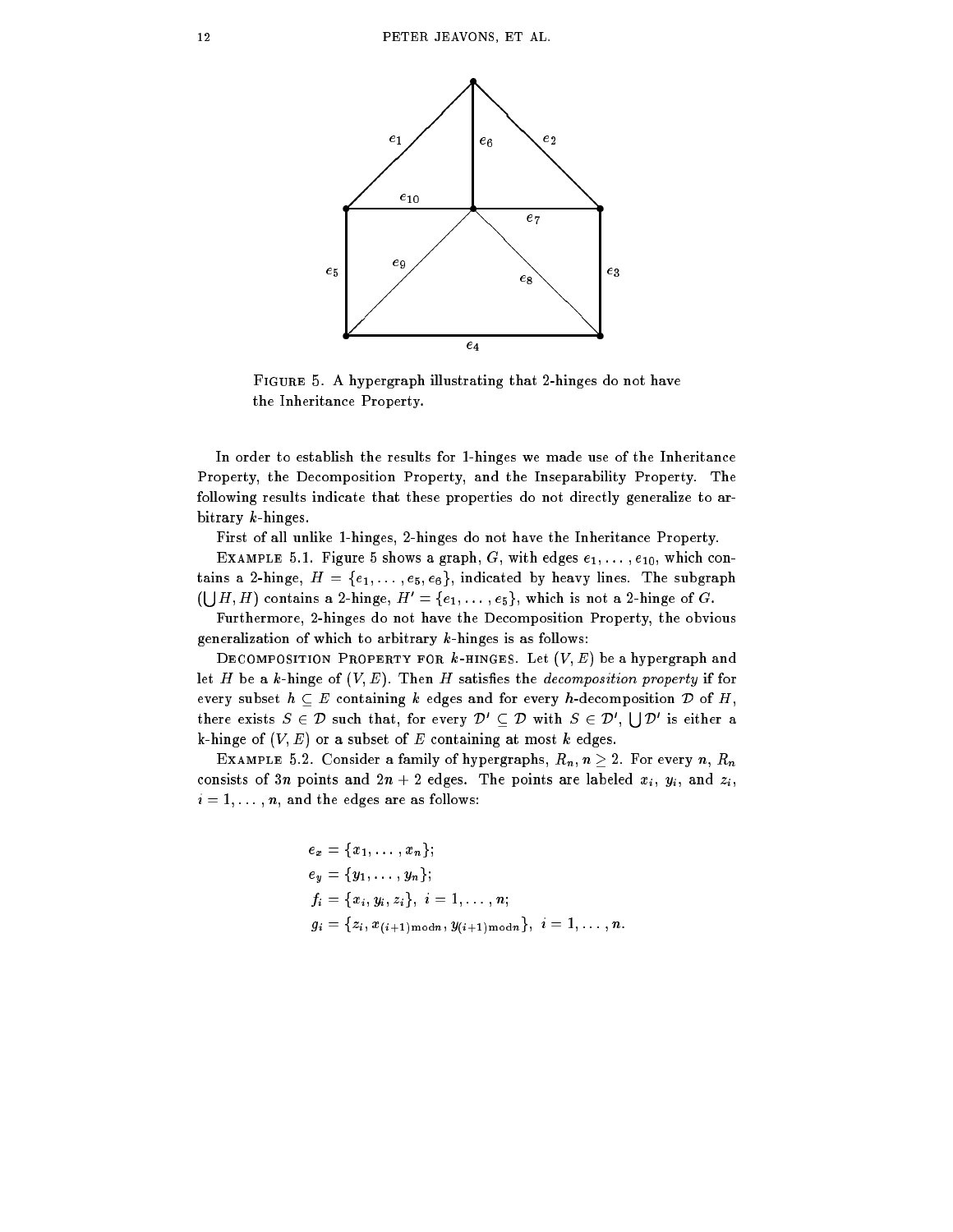FIGURE 5. A hypergraph illustrating that 2-hinges do not have the Inheritance Property.

In order to establish the results for 1-hinges we made use of the Inheritance Property, the Decomposition Property, and the Inseparability Property. The following results indicate that these properties do not directly generalize to arbitrary $k$-hinges.

First of all unlike 1-hinges, 2-hinges do not have the Inheritance Property.

EXAMPLE 5.1. Figure 5 shows a graph, $G$, with edges $e_1, \ldots, e_{10}$, which contains a 2-hinge, $H = \{e_1, \ldots, e_5, e_6\}$, indicated by heavy lines. The subgraph $(\bigcup H, H)$ contains a 2-hinge, $H' = \{e_1, \ldots, e_5\}$, which is not a 2-hinge of $G$.

Furthermore, 2-hinges do not have the Decomposition Property, the obvious generalization of which to arbitrary $k$-hinges is as follows:

DECOMPOSITION PROPERTY FOR $k$-HINGES. Let $(V, E)$ be a hypergraph and let $H$ be a $k$-hinge of $(V, E)$. Then $H$ satisfies the *decomposition property* if for every subset $h \subseteq E$ containing $k$ edges and for every $h$-decomposition $\mathcal{D}$ of $H$, there exists $S \in \mathcal{D}$ such that, for every $\mathcal{D}' \subseteq \mathcal{D}$ with $S \in \mathcal{D}'$, $\bigcup \mathcal{D}'$ is either a k-hinge of $(V, E)$ or a subset of $E$ containing at most $k$ edges.

EXAMPLE 5.2. Consider a family of hypergraphs, $R_n, n \geq 2$. For every $n$, $R_n$ consists of $3n$ points and $2n + 2$ edges. The points are labeled $x_i$, $y_i$, and $z_i$, $i = 1, \ldots, n$, and the edges are as follows:

$$e_x = \{x_1, \ldots, x_n\};$$
$$e_y = \{y_1, \ldots, y_n\};$$
$$f_i = \{x_i, y_i, z_i\}, \ i = 1, \ldots, n;$$
$$g_i = \{z_i, x_{(i+1) \bmod n}, y_{(i+1) \bmod n}\}, \ i = 1, \ldots, n.$$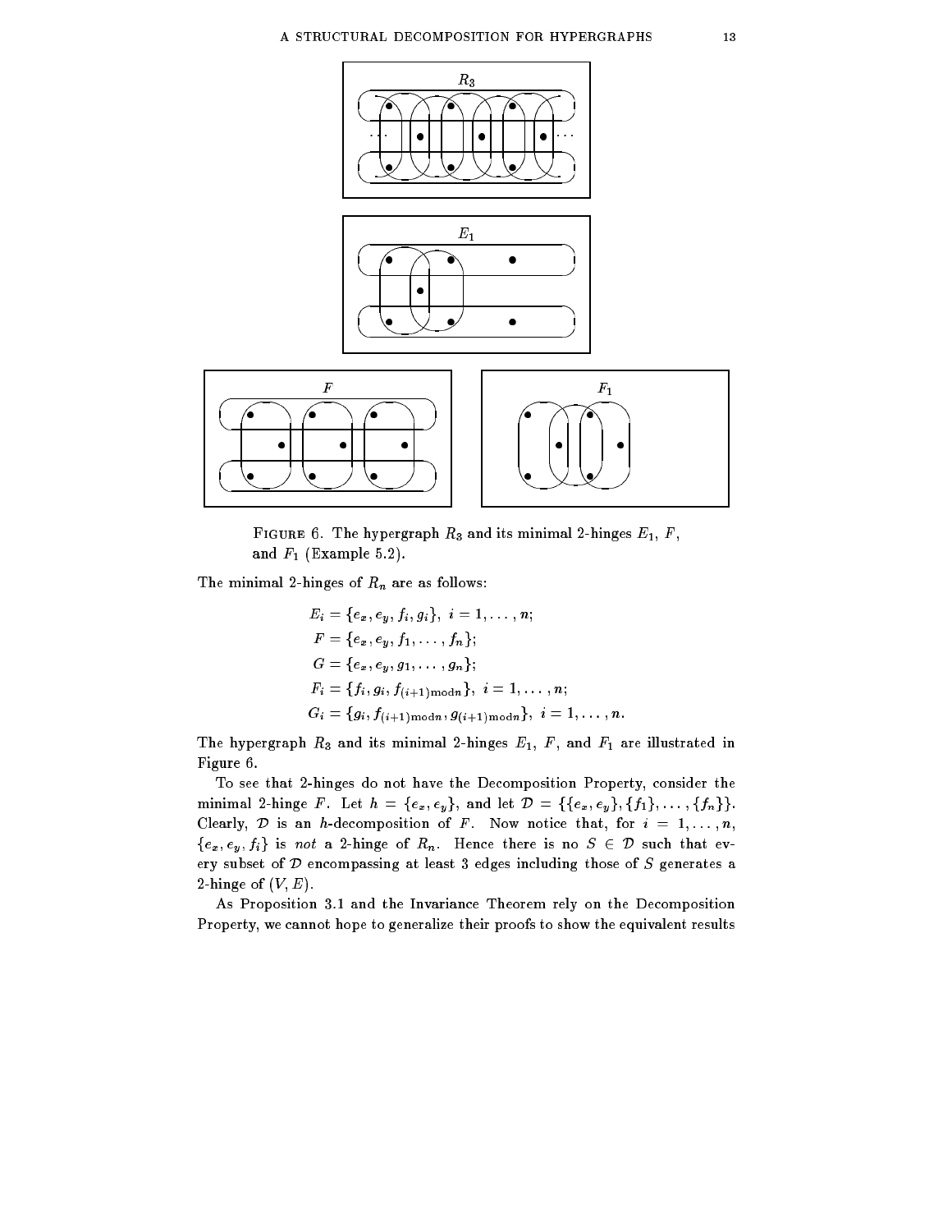FIGURE 6. The hypergraph $R_3$ and its minimal 2-hinges $E_1$, $F$, and $F_1$ (Example 5.2).

The minimal 2-hinges of $R_n$ are as follows:

$$
\begin{aligned}
E_i &= \{e_x, e_y, f_i, g_i\},\ i = 1, \ldots, n;\\
F &= \{e_x, e_y, f_1, \ldots, f_n\};\\
G &= \{e_x, e_y, g_1, \ldots, g_n\};\\
F_i &= \{f_i, g_i, f_{(i+1) \bmod n}\},\ i = 1, \ldots, n;\\
G_i &= \{g_i, f_{(i+1) \bmod n}, g_{(i+1) \bmod n}\},\ i = 1, \ldots, n.
\end{aligned}
$$

The hypergraph $R_3$ and its minimal 2-hinges $E_1$, $F$, and $F_1$ are illustrated in Figure 6.

To see that 2-hinges do not have the Decomposition Property, consider the minimal 2-hinge $F$. Let $h = \{e_x, e_y\}$, and let $\mathcal{D} = \{\{e_x, e_y\}, \{f_1\}, \ldots, \{f_n\}\}$. Clearly, $\mathcal{D}$ is an $h$-decomposition of $F$. Now notice that, for $i = 1, \ldots, n$, $\{e_x, e_y, f_i\}$ is *not* a 2-hinge of $R_n$. Hence there is no $S \in \mathcal{D}$ such that every subset of $\mathcal{D}$ encompassing at least 3 edges including those of $S$ generates a 2-hinge of $(V, E)$.

As Proposition 3.1 and the Invariance Theorem rely on the Decomposition Property, we cannot hope to generalize their proofs to show the equivalent results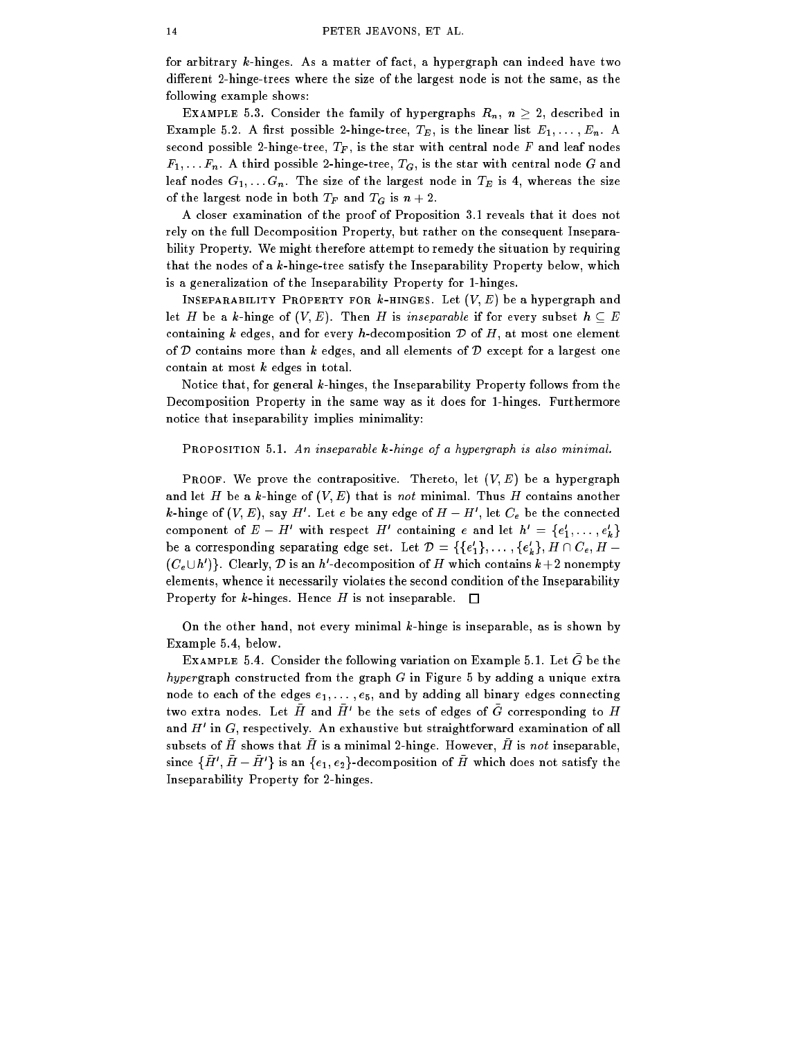for arbitrary $k$-hinges. As a matter of fact, a hypergraph can indeed have two different 2-hinge-trees where the size of the largest node is not the same, as the following example shows:

EXAMPLE 5.3. Consider the family of hypergraphs $R_n$, $n \geq 2$, described in Example 5.2. A first possible 2-hinge-tree, $T_E$, is the linear list $E_1, \ldots, E_n$. A second possible 2-hinge-tree, $T_F$, is the star with central node $F$ and leaf nodes $F_1, \ldots F_n$. A third possible 2-hinge-tree, $T_G$, is the star with central node $G$ and leaf nodes $G_1, \ldots G_n$. The size of the largest node in $T_E$ is 4, whereas the size of the largest node in both $T_F$ and $T_G$ is $n + 2$.

A closer examination of the proof of Proposition 3.1 reveals that it does not rely on the full Decomposition Property, but rather on the consequent Inseparability Property. We might therefore attempt to remedy the situation by requiring that the nodes of a $k$-hinge-tree satisfy the Inseparability Property below, which is a generalization of the Inseparability Property for 1-hinges.

INSEPARABILITY PROPERTY FOR $k$-HINGES. Let $(V, E)$ be a hypergraph and let $H$ be a $k$-hinge of $(V, E)$. Then $H$ is *inseparable* if for every subset $h \subseteq E$ containing $k$ edges, and for every $h$-decomposition $\mathcal{D}$ of $H$, at most one element of $\mathcal{D}$ contains more than $k$ edges, and all elements of $\mathcal{D}$ except for a largest one contain at most $k$ edges in total.

Notice that, for general $k$-hinges, the Inseparability Property follows from the Decomposition Property in the same way as it does for 1-hinges. Furthermore notice that inseparability implies minimality:

PROPOSITION 5.1. *An inseparable $k$-hinge of a hypergraph is also minimal.*

PROOF. We prove the contrapositive. Thereto, let $(V, E)$ be a hypergraph and let $H$ be a $k$-hinge of $(V, E)$ that is *not* minimal. Thus $H$ contains another $k$-hinge of $(V, E)$, say $H'$. Let $e$ be any edge of $H - H'$, let $C_e$ be the connected component of $E - H'$ with respect $H'$ containing $e$ and let $h' = \{e'_1, \ldots, e'_k\}$ be a corresponding separating edge set. Let $\mathcal{D} = \{\{e'_1\}, \ldots, \{e'_k\}, H \cap C_e, H - (C_e \cup h')\}$. Clearly, $\mathcal{D}$ is an $h'$-decomposition of $H$ which contains $k+2$ nonempty elements, whence it necessarily violates the second condition of the Inseparability Property for $k$-hinges. Hence $H$ is not inseparable. □

On the other hand, not every minimal $k$-hinge is inseparable, as is shown by Example 5.4, below.

EXAMPLE 5.4. Consider the following variation on Example 5.1. Let $\bar{G}$ be the *hyper*graph constructed from the graph $G$ in Figure 5 by adding a unique extra node to each of the edges $e_1, \ldots, e_5$, and by adding all binary edges connecting two extra nodes. Let $\bar{H}$ and $\bar{H}'$ be the sets of edges of $\bar{G}$ corresponding to $H$ and $H'$ in $G$, respectively. An exhaustive but straightforward examination of all subsets of $\bar{H}$ shows that $\bar{H}$ is a minimal 2-hinge. However, $\bar{H}$ is *not* inseparable, since $\{\bar{H}', \bar{H} - \bar{H}'\}$ is an $\{e_1, e_2\}$-decomposition of $\bar{H}$ which does not satisfy the Inseparability Property for 2-hinges.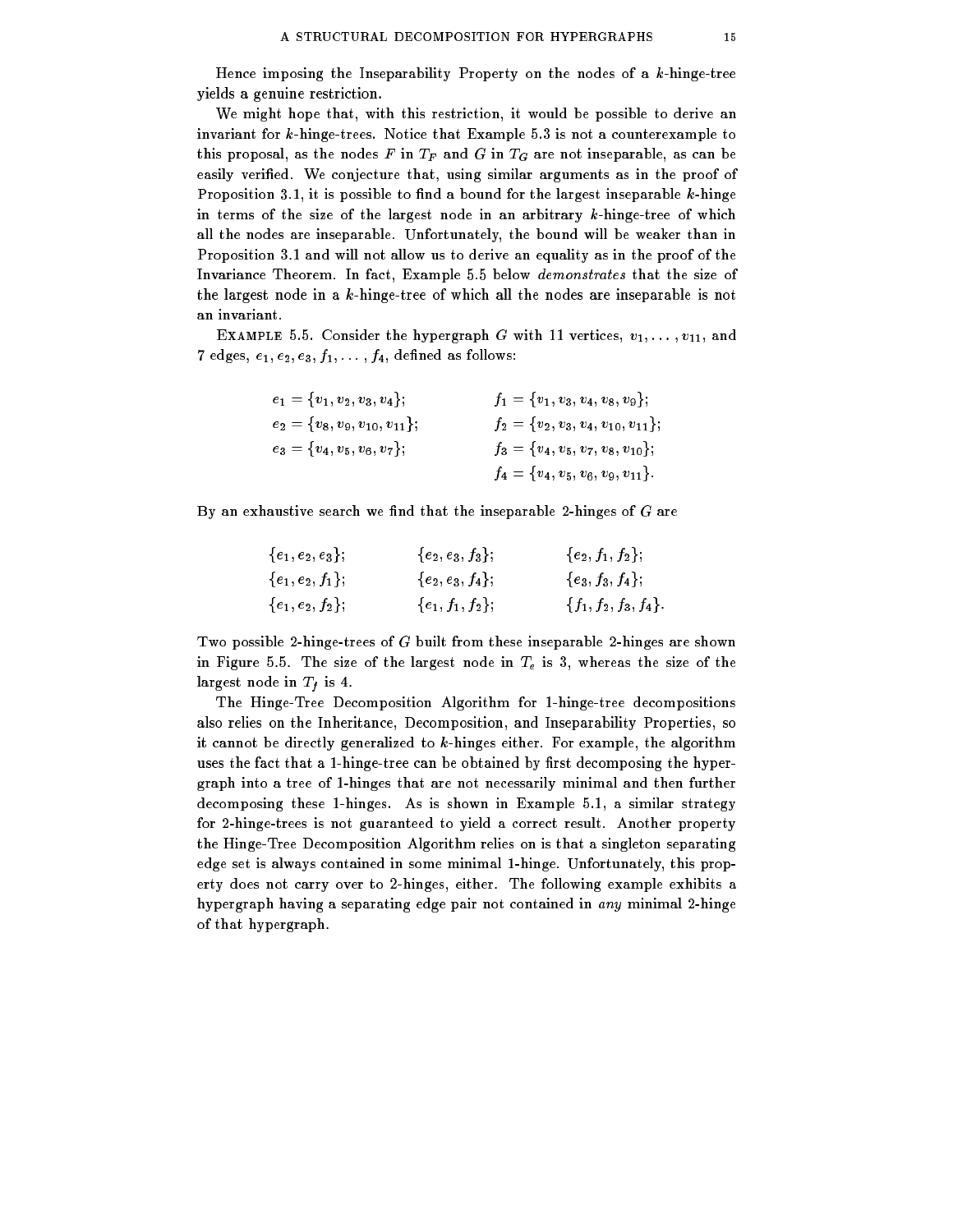Hence imposing the Inseparability Property on the nodes of a $k$-hinge-tree yields a genuine restriction.

We might hope that, with this restriction, it would be possible to derive an invariant for $k$-hinge-trees. Notice that Example 5.3 is not a counterexample to this proposal, as the nodes $F$ in $T_F$ and $G$ in $T_G$ are not inseparable, as can be easily verified. We conjecture that, using similar arguments as in the proof of Proposition 3.1, it is possible to find a bound for the largest inseparable $k$-hinge in terms of the size of the largest node in an arbitrary $k$-hinge-tree of which all the nodes are inseparable. Unfortunately, the bound will be weaker than in Proposition 3.1 and will not allow us to derive an equality as in the proof of the Invariance Theorem. In fact, Example 5.5 below *demonstrates* that the size of the largest node in a $k$-hinge-tree of which all the nodes are inseparable is not an invariant.

EXAMPLE 5.5. Consider the hypergraph $G$ with 11 vertices, $v_1, \ldots, v_{11}$, and 7 edges, $e_1, e_2, e_3, f_1, \ldots, f_4$, defined as follows:

$$
\begin{aligned}
e_1 &= \{v_1, v_2, v_3, v_4\}; & f_1 &= \{v_1, v_3, v_4, v_8, v_9\};\\
e_2 &= \{v_8, v_9, v_{10}, v_{11}\}; & f_2 &= \{v_2, v_3, v_4, v_{10}, v_{11}\};\\
e_3 &= \{v_4, v_5, v_6, v_7\}; & f_3 &= \{v_4, v_5, v_7, v_8, v_{10}\};\\
& & f_4 &= \{v_4, v_5, v_6, v_9, v_{11}\}.
\end{aligned}
$$

By an exhaustive search we find that the inseparable 2-hinges of $G$ are

$$
\begin{array}{lll}
\{e_1, e_2, e_3\}; & \{e_2, e_3, f_3\}; & \{e_2, f_1, f_2\};\\
\{e_1, e_2, f_1\}; & \{e_2, e_3, f_4\}; & \{e_3, f_3, f_4\};\\
\{e_1, e_2, f_2\}; & \{e_1, f_1, f_2\}; & \{f_1, f_2, f_3, f_4\}.
\end{array}
$$

Two possible 2-hinge-trees of $G$ built from these inseparable 2-hinges are shown in Figure 5.5. The size of the largest node in $T_e$ is 3, whereas the size of the largest node in $T_f$ is 4.

The Hinge-Tree Decomposition Algorithm for 1-hinge-tree decompositions also relies on the Inheritance, Decomposition, and Inseparability Properties, so it cannot be directly generalized to $k$-hinges either. For example, the algorithm uses the fact that a 1-hinge-tree can be obtained by first decomposing the hypergraph into a tree of 1-hinges that are not necessarily minimal and then further decomposing these 1-hinges. As is shown in Example 5.1, a similar strategy for 2-hinge-trees is not guaranteed to yield a correct result. Another property the Hinge-Tree Decomposition Algorithm relies on is that a singleton separating edge set is always contained in some minimal 1-hinge. Unfortunately, this property does not carry over to 2-hinges, either. The following example exhibits a hypergraph having a separating edge pair not contained in *any* minimal 2-hinge of that hypergraph.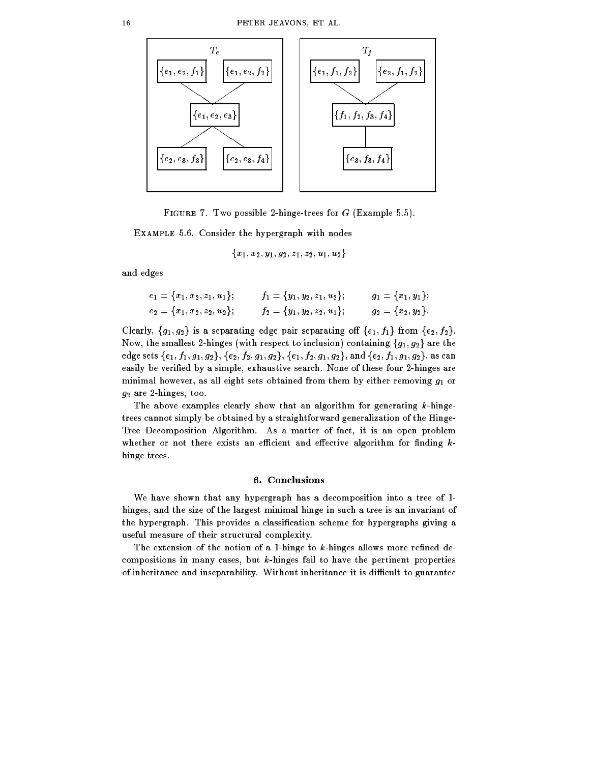**FIGURE 7.** Two possible 2-hinge-trees for $G$ (Example 5.5).

**EXAMPLE 5.6.** Consider the hypergraph with nodes

$$\{x_1, x_2, y_1, y_2, z_1, z_2, u_1, u_2\}$$

and edges

$$e_1 = \{x_1, x_2, z_1, u_1\}; \qquad f_1 = \{y_1, y_2, z_1, u_2\}; \qquad g_1 = \{x_1, y_1\};$$
$$e_2 = \{x_1, x_2, z_2, u_2\}; \qquad f_2 = \{y_1, y_2, z_2, u_1\}; \qquad g_2 = \{x_2, y_2\}.$$

Clearly, $\{g_1, g_2\}$ is a separating edge pair separating off $\{e_1, f_1\}$ from $\{e_2, f_2\}$. Now, the smallest 2-hinges (with respect to inclusion) containing $\{g_1, g_2\}$ are the edge sets $\{e_1, f_1, g_1, g_2\}$, $\{e_2, f_2, g_1, g_2\}$, $\{e_1, f_2, g_1, g_2\}$, and $\{e_2, f_1, g_1, g_2\}$, as can easily be verified by a simple, exhaustive search. None of these four 2-hinges are minimal however, as all eight sets obtained from them by either removing $g_1$ or $g_2$ are 2-hinges, too.

The above examples clearly show that an algorithm for generating $k$-hinge-trees cannot simply be obtained by a straightforward generalization of the Hinge-Tree Decomposition Algorithm. As a matter of fact, it is an open problem whether or not there exists an efficient and effective algorithm for finding $k$-hinge-trees.

## 6. Conclusions

We have shown that any hypergraph has a decomposition into a tree of 1-hinges, and the size of the largest minimal hinge in such a tree is an invariant of the hypergraph. This provides a classification scheme for hypergraphs giving a useful measure of their structural complexity.

The extension of the notion of a 1-hinge to $k$-hinges allows more refined decompositions in many cases, but $k$-hinges fail to have the pertinent properties of inheritance and inseparability. Without inheritance it is difficult to guarantee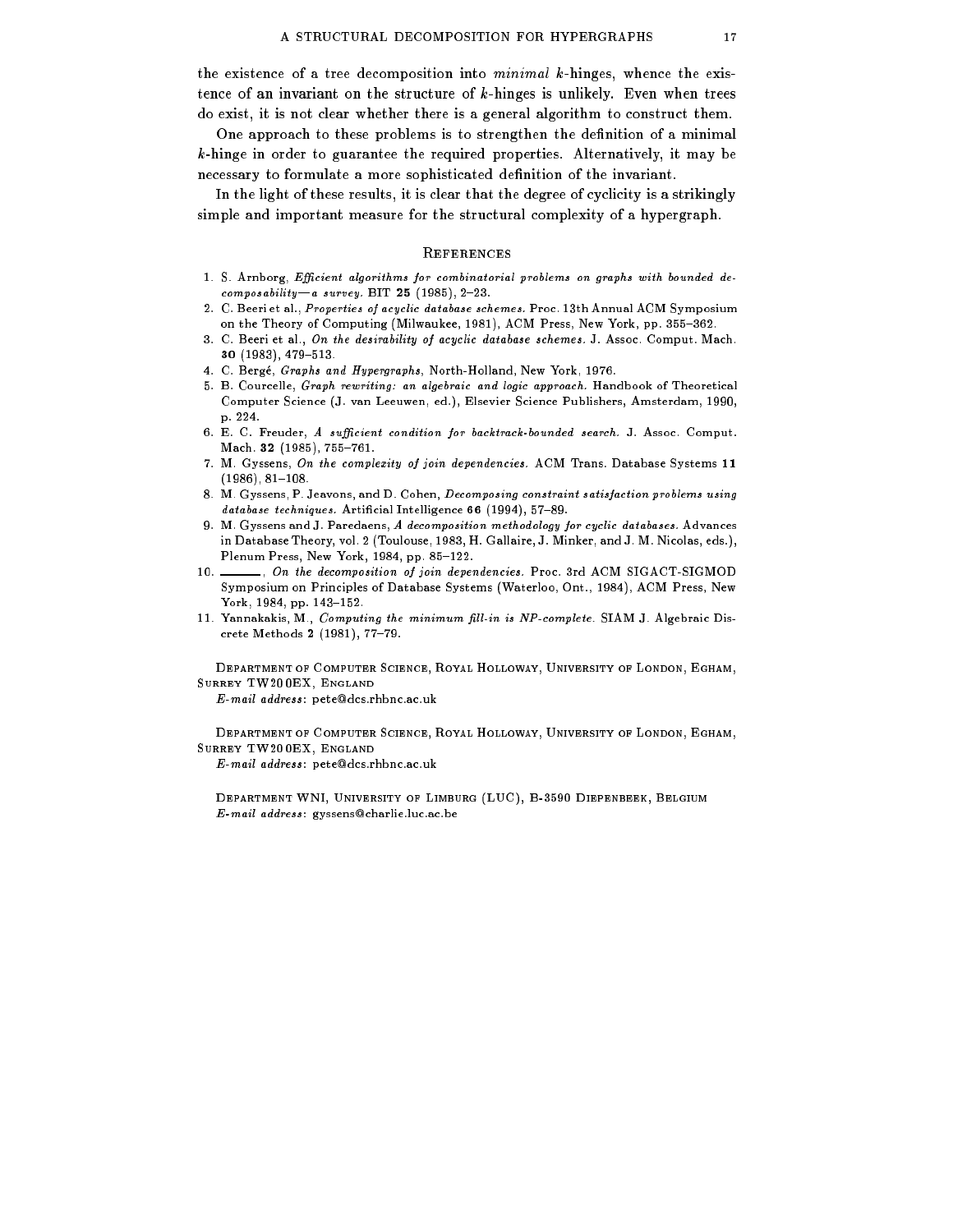the existence of a tree decomposition into *minimal* $k$-hinges, whence the existence of an invariant on the structure of $k$-hinges is unlikely. Even when trees do exist, it is not clear whether there is a general algorithm to construct them.

One approach to these problems is to strengthen the definition of a minimal $k$-hinge in order to guarantee the required properties. Alternatively, it may be necessary to formulate a more sophisticated definition of the invariant.

In the light of these results, it is clear that the degree of cyclicity is a strikingly simple and important measure for the structural complexity of a hypergraph.

## References

1. S. Arnborg, *Efficient algorithms for combinatorial problems on graphs with bounded decomposability—a survey.* BIT **25** (1985), 2–23.
2. C. Beeri et al., *Properties of acyclic database schemes.* Proc. 13th Annual ACM Symposium on the Theory of Computing (Milwaukee, 1981), ACM Press, New York, pp. 355–362.
3. C. Beeri et al., *On the desirability of acyclic database schemes.* J. Assoc. Comput. Mach. **30** (1983), 479–513.
4. C. Bergé, *Graphs and Hypergraphs*, North-Holland, New York, 1976.
5. B. Courcelle, *Graph rewriting: an algebraic and logic approach.* Handbook of Theoretical Computer Science (J. van Leeuwen, ed.), Elsevier Science Publishers, Amsterdam, 1990, p. 224.
6. E. C. Freuder, *A sufficient condition for backtrack-bounded search.* J. Assoc. Comput. Mach. **32** (1985), 755–761.
7. M. Gyssens, *On the complexity of join dependencies.* ACM Trans. Database Systems **11** (1986), 81–108.
8. M. Gyssens, P. Jeavons, and D. Cohen, *Decomposing constraint satisfaction problems using database techniques.* Artificial Intelligence **66** (1994), 57–89.
9. M. Gyssens and J. Paredaens, *A decomposition methodology for cyclic databases.* Advances in Database Theory, vol. 2 (Toulouse, 1983, H. Gallaire, J. Minker, and J. M. Nicolas, eds.), Plenum Press, New York, 1984, pp. 85–122.
10. ———, *On the decomposition of join dependencies.* Proc. 3rd ACM SIGACT-SIGMOD Symposium on Principles of Database Systems (Waterloo, Ont., 1984), ACM Press, New York, 1984, pp. 143–152.
11. Yannakakis, M., *Computing the minimum fill-in is NP-complete.* SIAM J. Algebraic Discrete Methods **2** (1981), 77–79.

Department of Computer Science, Royal Holloway, University of London, Egham, Surrey TW20 0EX, England

*E-mail address*: pete@dcs.rhbnc.ac.uk

Department of Computer Science, Royal Holloway, University of London, Egham, Surrey TW20 0EX, England

*E-mail address*: pete@dcs.rhbnc.ac.uk

Department WNI, University of Limburg (LUC), B-3590 Diepenbeek, Belgium

*E-mail address*: gyssens@charlie.luc.ac.be